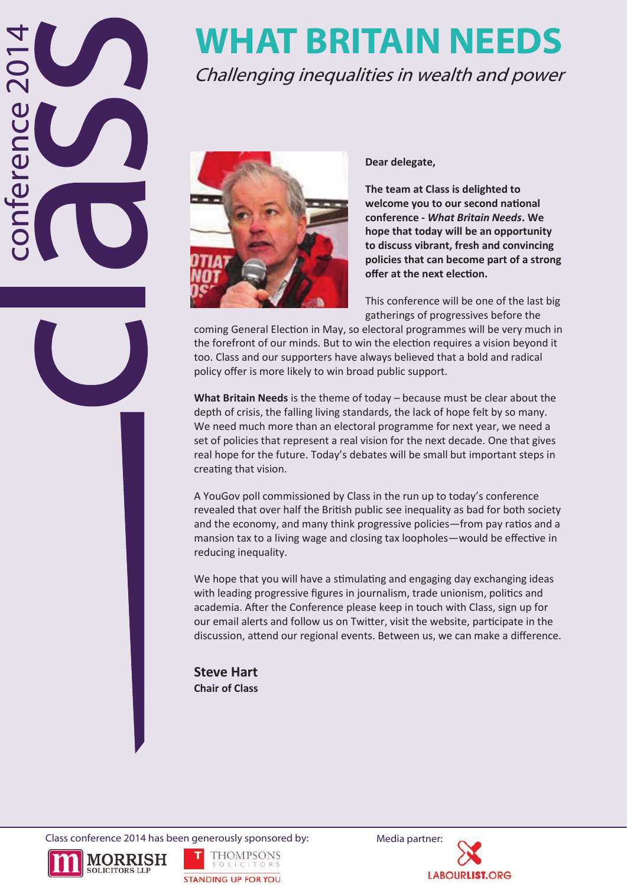# WHAT BRITAIN NEEDS

*Challenging inequalities in wealth and power*

**Dear delegate,**

**The team at Class is delighted to welcome you to our second national conference - *What Britain Needs*. We hope that today will be an opportunity to discuss vibrant, fresh and convincing policies that can become part of a strong offer at the next election.**

This conference will be one of the last big gatherings of progressives before the coming General Election in May, so electoral programmes will be very much in the forefront of our minds. But to win the election requires a vision beyond it too. Class and our supporters have always believed that a bold and radical policy offer is more likely to win broad public support.

**What Britain Needs** is the theme of today – because must be clear about the depth of crisis, the falling living standards, the lack of hope felt by so many. We need much more than an electoral programme for next year, we need a set of policies that represent a real vision for the next decade. One that gives real hope for the future. Today's debates will be small but important steps in creating that vision.

A YouGov poll commissioned by Class in the run up to today's conference revealed that over half the British public see inequality as bad for both society and the economy, and many think progressive policies—from pay ratios and a mansion tax to a living wage and closing tax loopholes—would be effective in reducing inequality.

We hope that you will have a stimulating and engaging day exchanging ideas with leading progressive figures in journalism, trade unionism, politics and academia. After the Conference please keep in touch with Class, sign up for our email alerts and follow us on Twitter, visit the website, participate in the discussion, attend our regional events. Between us, we can make a difference.

**Steve Hart**
**Chair of Class**

Class conference 2014 has been generously sponsored by: Morrish Solicitors LLP, Thompsons Solicitors – Standing up for you

Media partner: LabourList.org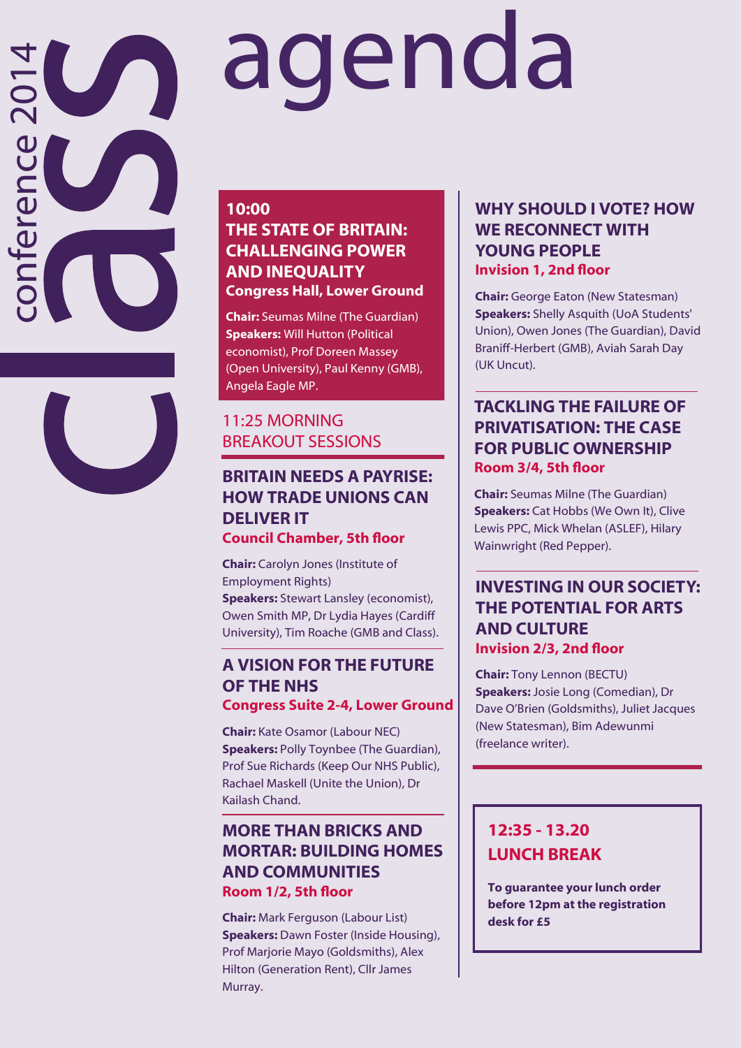class conference 2014

# agenda

## 10:00
## THE STATE OF BRITAIN: CHALLENGING POWER AND INEQUALITY
**Congress Hall, Lower Ground**

**Chair:** Seumas Milne (The Guardian)
**Speakers:** Will Hutton (Political economist), Prof Doreen Massey (Open University), Paul Kenny (GMB), Angela Eagle MP.

## 11:25 MORNING BREAKOUT SESSIONS

### BRITAIN NEEDS A PAYRISE: HOW TRADE UNIONS CAN DELIVER IT
**Council Chamber, 5th floor**

**Chair:** Carolyn Jones (Institute of Employment Rights)
**Speakers:** Stewart Lansley (economist), Owen Smith MP, Dr Lydia Hayes (Cardiff University), Tim Roache (GMB and Class).

### A VISION FOR THE FUTURE OF THE NHS
**Congress Suite 2-4, Lower Ground**

**Chair:** Kate Osamor (Labour NEC)
**Speakers:** Polly Toynbee (The Guardian), Prof Sue Richards (Keep Our NHS Public), Rachael Maskell (Unite the Union), Dr Kailash Chand.

### MORE THAN BRICKS AND MORTAR: BUILDING HOMES AND COMMUNITIES
**Room 1/2, 5th floor**

**Chair:** Mark Ferguson (Labour List)
**Speakers:** Dawn Foster (Inside Housing), Prof Marjorie Mayo (Goldsmiths), Alex Hilton (Generation Rent), Cllr James Murray.

### WHY SHOULD I VOTE? HOW WE RECONNECT WITH YOUNG PEOPLE
**Invision 1, 2nd floor**

**Chair:** George Eaton (New Statesman)
**Speakers:** Shelly Asquith (UoA Students' Union), Owen Jones (The Guardian), David Braniff-Herbert (GMB), Aviah Sarah Day (UK Uncut).

### TACKLING THE FAILURE OF PRIVATISATION: THE CASE FOR PUBLIC OWNERSHIP
**Room 3/4, 5th floor**

**Chair:** Seumas Milne (The Guardian)
**Speakers:** Cat Hobbs (We Own It), Clive Lewis PPC, Mick Whelan (ASLEF), Hilary Wainwright (Red Pepper).

### INVESTING IN OUR SOCIETY: THE POTENTIAL FOR ARTS AND CULTURE
**Invision 2/3, 2nd floor**

**Chair:** Tony Lennon (BECTU)
**Speakers:** Josie Long (Comedian), Dr Dave O'Brien (Goldsmiths), Juliet Jacques (New Statesman), Bim Adewunmi (freelance writer).

## 12:35 - 13.20
## LUNCH BREAK

**To guarantee your lunch order before 12pm at the registration desk for £5**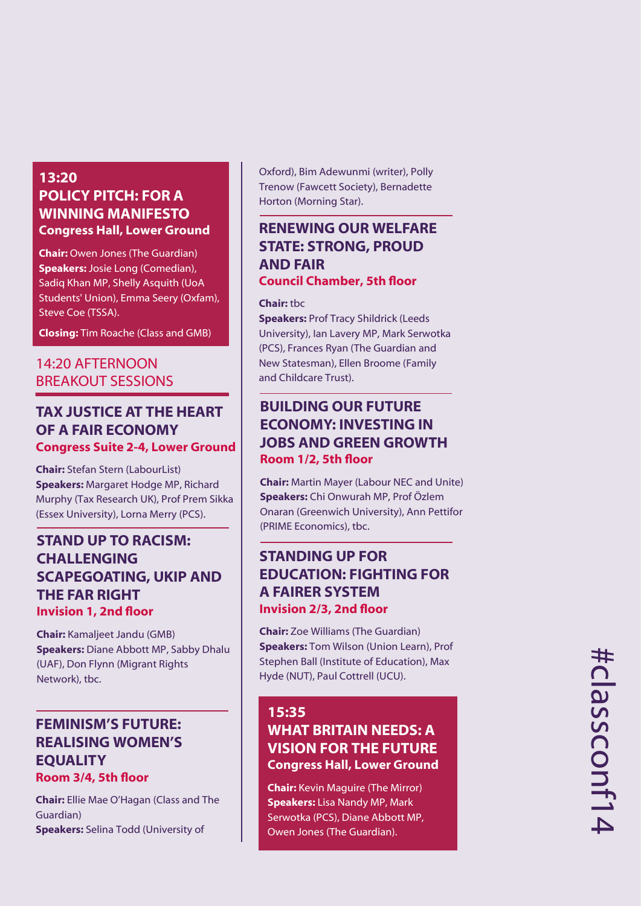## 13:20
## POLICY PITCH: FOR A WINNING MANIFESTO
**Congress Hall, Lower Ground**

**Chair:** Owen Jones (The Guardian)
**Speakers:** Josie Long (Comedian), Sadiq Khan MP, Shelly Asquith (UoA Students' Union), Emma Seery (Oxfam), Steve Coe (TSSA).

**Closing:** Tim Roache (Class and GMB)

## 14:20 AFTERNOON BREAKOUT SESSIONS

### TAX JUSTICE AT THE HEART OF A FAIR ECONOMY
**Congress Suite 2-4, Lower Ground**

**Chair:** Stefan Stern (LabourList)
**Speakers:** Margaret Hodge MP, Richard Murphy (Tax Research UK), Prof Prem Sikka (Essex University), Lorna Merry (PCS).

### STAND UP TO RACISM: CHALLENGING SCAPEGOATING, UKIP AND THE FAR RIGHT
**Invision 1, 2nd floor**

**Chair:** Kamaljeet Jandu (GMB)
**Speakers:** Diane Abbott MP, Sabby Dhalu (UAF), Don Flynn (Migrant Rights Network), tbc.

### FEMINISM'S FUTURE: REALISING WOMEN'S EQUALITY
**Room 3/4, 5th floor**

**Chair:** Ellie Mae O'Hagan (Class and The Guardian)
**Speakers:** Selina Todd (University of Oxford), Bim Adewunmi (writer), Polly Trenow (Fawcett Society), Bernadette Horton (Morning Star).

### RENEWING OUR WELFARE STATE: STRONG, PROUD AND FAIR
**Council Chamber, 5th floor**

**Chair:** tbc
**Speakers:** Prof Tracy Shildrick (Leeds University), Ian Lavery MP, Mark Serwotka (PCS), Frances Ryan (The Guardian and New Statesman), Ellen Broome (Family and Childcare Trust).

### BUILDING OUR FUTURE ECONOMY: INVESTING IN JOBS AND GREEN GROWTH
**Room 1/2, 5th floor**

**Chair:** Martin Mayer (Labour NEC and Unite)
**Speakers:** Chi Onwurah MP, Prof Özlem Onaran (Greenwich University), Ann Pettifor (PRIME Economics), tbc.

### STANDING UP FOR EDUCATION: FIGHTING FOR A FAIRER SYSTEM
**Invision 2/3, 2nd floor**

**Chair:** Zoe Williams (The Guardian)
**Speakers:** Tom Wilson (Union Learn), Prof Stephen Ball (Institute of Education), Max Hyde (NUT), Paul Cottrell (UCU).

## 15:35
## WHAT BRITAIN NEEDS: A VISION FOR THE FUTURE
**Congress Hall, Lower Ground**

**Chair:** Kevin Maguire (The Mirror)
**Speakers:** Lisa Nandy MP, Mark Serwotka (PCS), Diane Abbott MP, Owen Jones (The Guardian).

#classconf14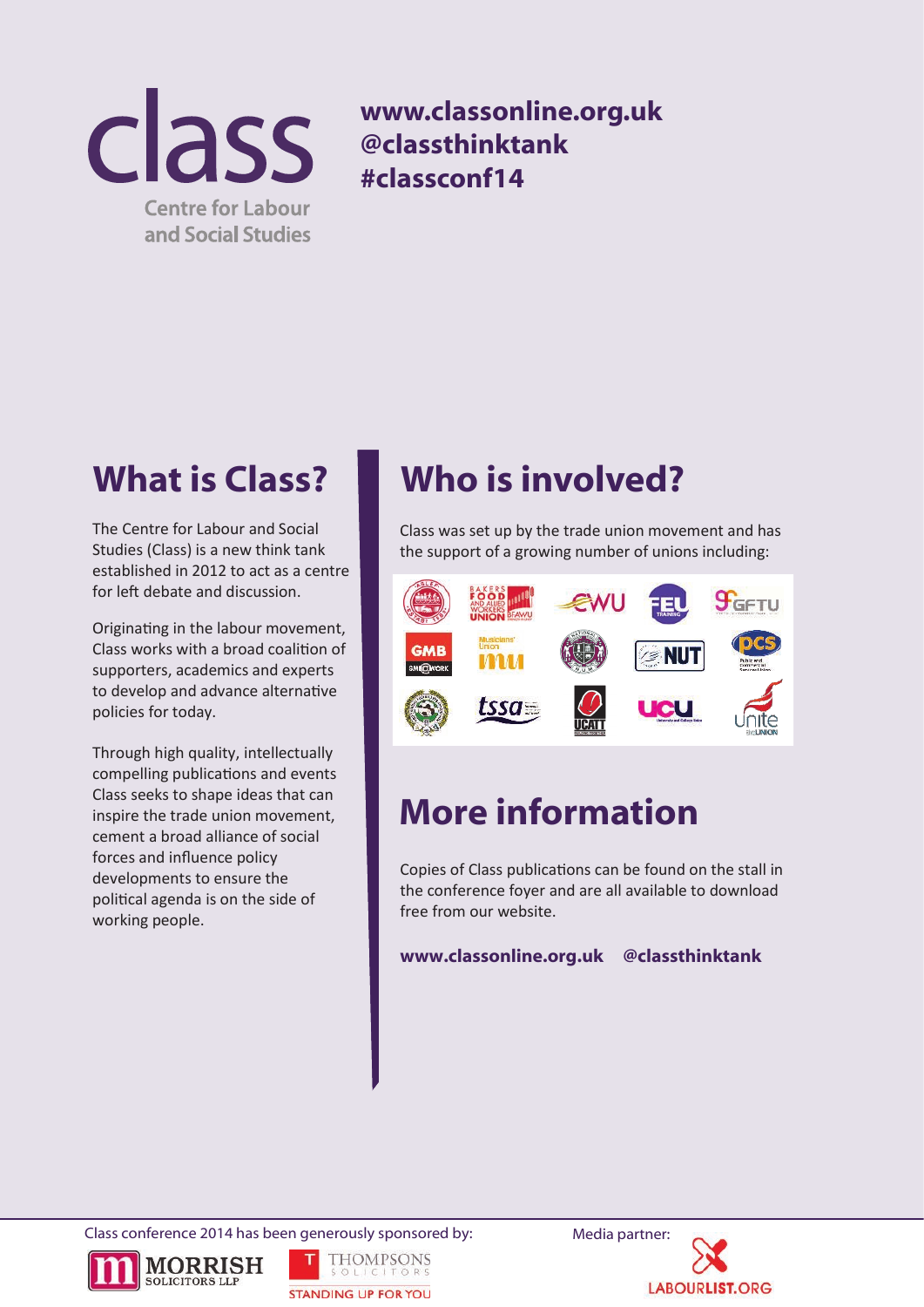class

Centre for Labour and Social Studies

**www.classonline.org.uk**
**@classthinktank**
**#classconf14**

## What is Class?

The Centre for Labour and Social Studies (Class) is a new think tank established in 2012 to act as a centre for left debate and discussion.

Originating in the labour movement, Class works with a broad coalition of supporters, academics and experts to develop and advance alternative policies for today.

Through high quality, intellectually compelling publications and events Class seeks to shape ideas that can inspire the trade union movement, cement a broad alliance of social forces and influence policy developments to ensure the political agenda is on the side of working people.

## Who is involved?

Class was set up by the trade union movement and has the support of a growing number of unions including:

## More information

Copies of Class publications can be found on the stall in the conference foyer and are all available to download free from our website.

**www.classonline.org.uk** **@classthinktank**

Class conference 2014 has been generously sponsored by:

MORRISH SOLICITORS LLP

THOMPSONS SOLICITORS — STANDING UP FOR YOU

Media partner:

LABOURLIST.ORG